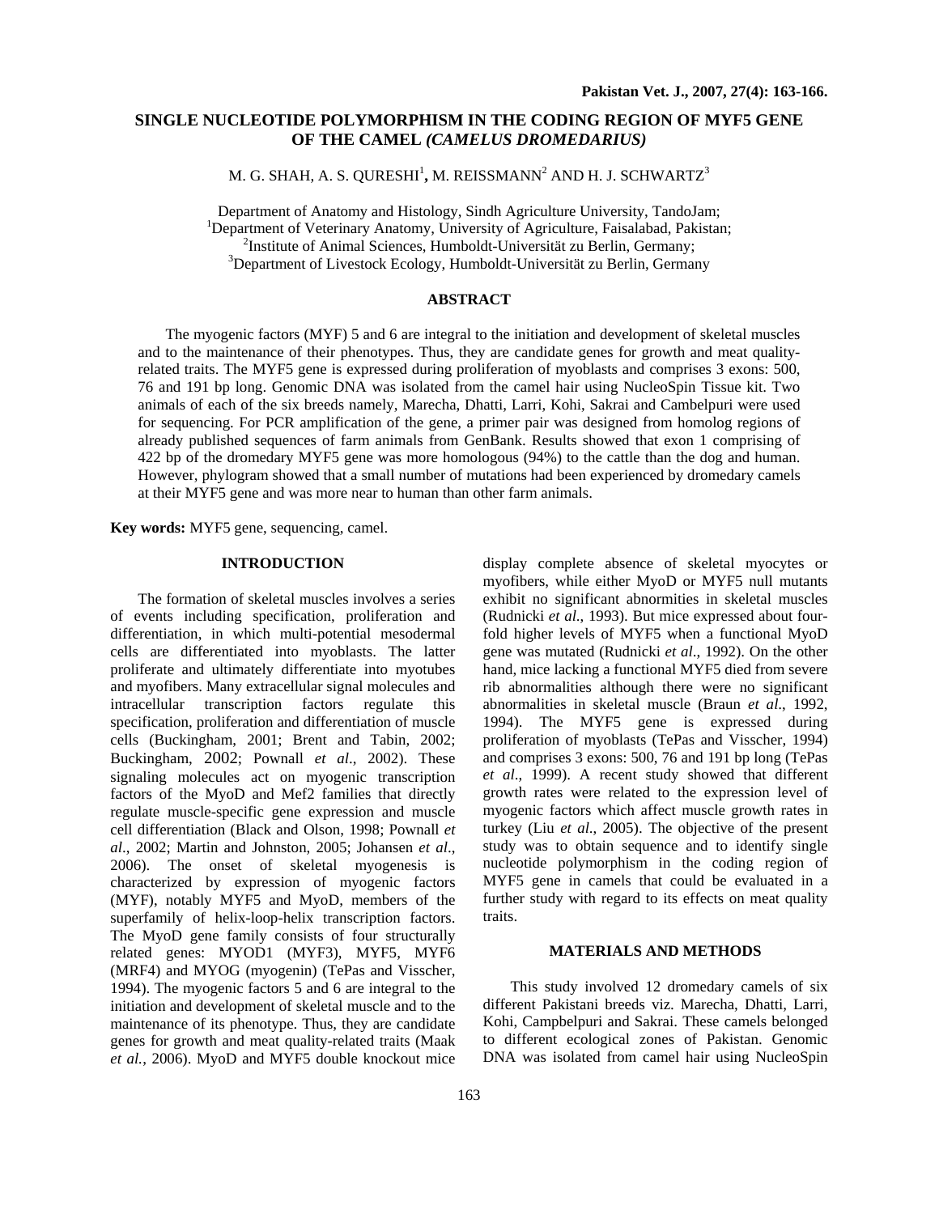# SINGLE NUCLEOTIDE POLYMORPHISM IN THE CODING REGION OF MYF5 GENE OF THE CAMEL *(CAMELUS DROMEDARIUS)*

M. G. SHAH, A. S. QURESHI[1], M. REISSMANN[2] AND H. J. SCHWARTZ[3]

Department of Anatomy and Histology, Sindh Agriculture University, TandoJam;
[1]Department of Veterinary Anatomy, University of Agriculture, Faisalabad, Pakistan;
[2]Institute of Animal Sciences, Humboldt-Universität zu Berlin, Germany;
[3]Department of Livestock Ecology, Humboldt-Universität zu Berlin, Germany

## ABSTRACT

The myogenic factors (MYF) 5 and 6 are integral to the initiation and development of skeletal muscles and to the maintenance of their phenotypes. Thus, they are candidate genes for growth and meat quality-related traits. The MYF5 gene is expressed during proliferation of myoblasts and comprises 3 exons: 500, 76 and 191 bp long. Genomic DNA was isolated from the camel hair using NucleoSpin Tissue kit. Two animals of each of the six breeds namely, Marecha, Dhatti, Larri, Kohi, Sakrai and Cambelpuri were used for sequencing. For PCR amplification of the gene, a primer pair was designed from homolog regions of already published sequences of farm animals from GenBank. Results showed that exon 1 comprising of 422 bp of the dromedary MYF5 gene was more homologous (94%) to the cattle than the dog and human. However, phylogram showed that a small number of mutations had been experienced by dromedary camels at their MYF5 gene and was more near to human than other farm animals.

**Key words:** MYF5 gene, sequencing, camel.

## INTRODUCTION

The formation of skeletal muscles involves a series of events including specification, proliferation and differentiation, in which multi-potential mesodermal cells are differentiated into myoblasts. The latter proliferate and ultimately differentiate into myotubes and myofibers. Many extracellular signal molecules and intracellular transcription factors regulate this specification, proliferation and differentiation of muscle cells (Buckingham, 2001; Brent and Tabin, 2002; Buckingham, 2002; Pownall *et al*., 2002). These signaling molecules act on myogenic transcription factors of the MyoD and Mef2 families that directly regulate muscle-specific gene expression and muscle cell differentiation (Black and Olson, 1998; Pownall *et al*., 2002; Martin and Johnston, 2005; Johansen *et al*., 2006). The onset of skeletal myogenesis is characterized by expression of myogenic factors (MYF), notably MYF5 and MyoD, members of the superfamily of helix-loop-helix transcription factors. The MyoD gene family consists of four structurally related genes: MYOD1 (MYF3), MYF5, MYF6 (MRF4) and MYOG (myogenin) (TePas and Visscher, 1994). The myogenic factors 5 and 6 are integral to the initiation and development of skeletal muscle and to the maintenance of its phenotype. Thus, they are candidate genes for growth and meat quality-related traits (Maak *et al.*, 2006). MyoD and MYF5 double knockout mice display complete absence of skeletal myocytes or myofibers, while either MyoD or MYF5 null mutants exhibit no significant abnormities in skeletal muscles (Rudnicki *et al*., 1993). But mice expressed about four-fold higher levels of MYF5 when a functional MyoD gene was mutated (Rudnicki *et al*., 1992). On the other hand, mice lacking a functional MYF5 died from severe rib abnormalities although there were no significant abnormalities in skeletal muscle (Braun *et al*., 1992, 1994). The MYF5 gene is expressed during proliferation of myoblasts (TePas and Visscher, 1994) and comprises 3 exons: 500, 76 and 191 bp long (TePas *et al*., 1999). A recent study showed that different growth rates were related to the expression level of myogenic factors which affect muscle growth rates in turkey (Liu *et al*., 2005). The objective of the present study was to obtain sequence and to identify single nucleotide polymorphism in the coding region of MYF5 gene in camels that could be evaluated in a further study with regard to its effects on meat quality traits.

## MATERIALS AND METHODS

This study involved 12 dromedary camels of six different Pakistani breeds viz. Marecha, Dhatti, Larri, Kohi, Campbelpuri and Sakrai. These camels belonged to different ecological zones of Pakistan. Genomic DNA was isolated from camel hair using NucleoSpin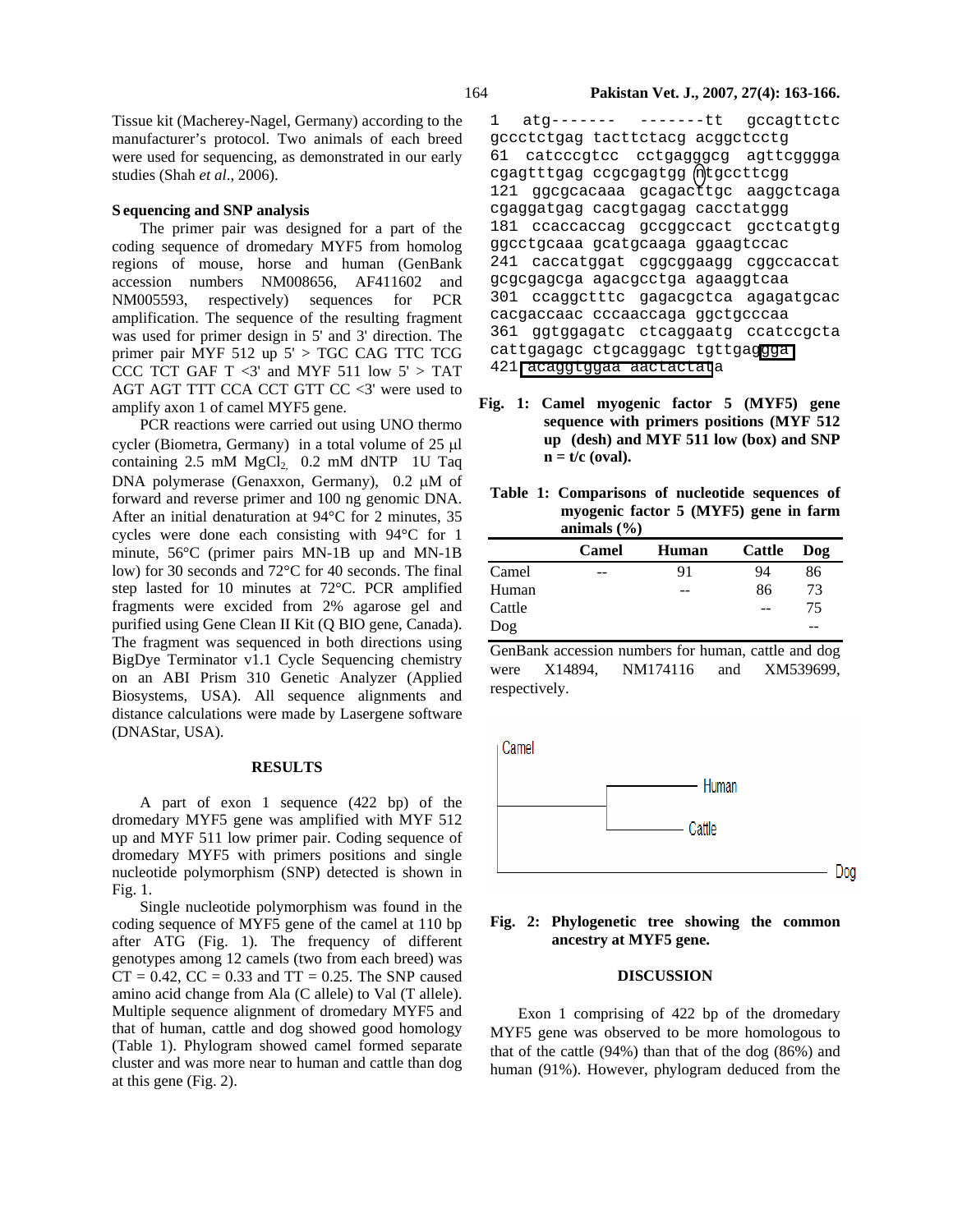Tissue kit (Macherey-Nagel, Germany) according to the manufacturer's protocol. Two animals of each breed were used for sequencing, as demonstrated in our early studies (Shah *et al.,* 2006).

### Sequencing and SNP analysis

The primer pair was designed for a part of the coding sequence of dromedary MYF5 from homolog regions of mouse, horse and human (GenBank accession numbers NM008656, AF411602 and NM005593, respectively) sequences for PCR amplification. The sequence of the resulting fragment was used for primer design in 5' and 3' direction. The primer pair MYF 512 up 5' > TGC CAG TTC TCG CCC TCT GAF T <3' and MYF 511 low 5' > TAT AGT AGT TTT CCA CCT GTT CC <3' were used to amplify axon 1 of camel MYF5 gene.

PCR reactions were carried out using UNO thermo cycler (Biometra, Germany) in a total volume of 25 µl containing 2.5 mM $MgCl_2$, 0.2 mM dNTP 1U Taq DNA polymerase (Genaxxon, Germany), 0.2 µM of forward and reverse primer and 100 ng genomic DNA. After an initial denaturation at 94°C for 2 minutes, 35 cycles were done each consisting with 94°C for 1 minute, 56°C (primer pairs MN-1B up and MN-1B low) for 30 seconds and 72°C for 40 seconds. The final step lasted for 10 minutes at 72°C. PCR amplified fragments were excided from 2% agarose gel and purified using Gene Clean II Kit (Q BIO gene, Canada). The fragment was sequenced in both directions using BigDye Terminator v1.1 Cycle Sequencing chemistry on an ABI Prism 310 Genetic Analyzer (Applied Biosystems, USA). All sequence alignments and distance calculations were made by Lasergene software (DNAStar, USA).

## RESULTS

A part of exon 1 sequence (422 bp) of the dromedary MYF5 gene was amplified with MYF 512 up and MYF 511 low primer pair. Coding sequence of dromedary MYF5 with primers positions and single nucleotide polymorphism (SNP) detected is shown in Fig. 1.

Single nucleotide polymorphism was found in the coding sequence of MYF5 gene of the camel at 110 bp after ATG (Fig. 1). The frequency of different genotypes among 12 camels (two from each breed) was CT = 0.42, CC = 0.33 and TT = 0.25. The SNP caused amino acid change from Ala (C allele) to Val (T allele). Multiple sequence alignment of dromedary MYF5 and that of human, cattle and dog showed good homology (Table 1). Phylogram showed camel formed separate cluster and was more near to human and cattle than dog at this gene (Fig. 2).

```
1   atg-------  -------tt  gccagttctc
gccctctgag tacttctacg acggctcctg
61  catcccgtcc  cctgagggcg  agttcgggga
cgagtttgag ccgcgagtgg ntgccttcgg
121 ggcgcacaaa  gcagacttgc  aaggctcaga
cgaggatgag cacgtgagag cacctatggg
181 ccaccaccag  gccggccact  gcctcatgtg
ggcctgcaaa gcatgcaaga ggaagtccac
241 caccatggat  cggcggaagg  cggccaccat
gcgcgagcga agacgcctga agaaggtcaa
301 ccaggctttc  gagacgctca  agagatgcac
cacgaccaac cccaaccaga ggctgcccaa
361 ggtggagatc  ctcaggaatg  ccatccgcta
cattgagagc ctgcaggagc tgttgaggga
421 acaggtggaa aactactata
```

**Fig. 1: Camel myogenic factor 5 (MYF5) gene sequence with primers positions (MYF 512 up (desh) and MYF 511 low (box) and SNP n = t/c (oval).**

**Table 1: Comparisons of nucleotide sequences of myogenic factor 5 (MYF5) gene in farm animals (%)**

| | Camel | Human | Cattle | Dog |
|---|---|---|---|---|
| Camel | -- | 91 | 94 | 86 |
| Human | | -- | 86 | 73 |
| Cattle | | | -- | 75 |
| Dog | | | | -- |

GenBank accession numbers for human, cattle and dog were X14894, NM174116 and XM539699, respectively.

**Fig. 2: Phylogenetic tree showing the common ancestry at MYF5 gene.**

## DISCUSSION

Exon 1 comprising of 422 bp of the dromedary MYF5 gene was observed to be more homologous to that of the cattle (94%) than that of the dog (86%) and human (91%). However, phylogram deduced from the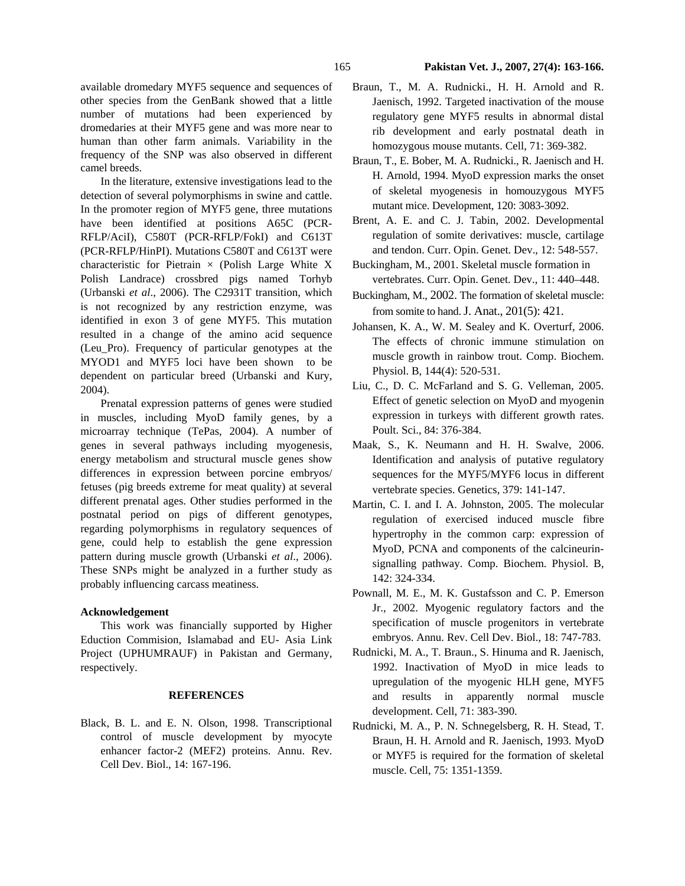available dromedary MYF5 sequence and sequences of other species from the GenBank showed that a little number of mutations had been experienced by dromedaries at their MYF5 gene and was more near to human than other farm animals. Variability in the frequency of the SNP was also observed in different camel breeds.

In the literature, extensive investigations lead to the detection of several polymorphisms in swine and cattle. In the promoter region of MYF5 gene, three mutations have been identified at positions A65C (PCR-RFLP/AciI), C580T (PCR-RFLP/FokI) and C613T (PCR-RFLP/HinPI). Mutations C580T and C613T were characteristic for Pietrain × (Polish Large White X Polish Landrace) crossbred pigs named Torhyb (Urbanski *et al*., 2006). The C2931T transition, which is not recognized by any restriction enzyme, was identified in exon 3 of gene MYF5. This mutation resulted in a change of the amino acid sequence (Leu_Pro). Frequency of particular genotypes at the MYOD1 and MYF5 loci have been shown to be dependent on particular breed (Urbanski and Kury, 2004).

Prenatal expression patterns of genes were studied in muscles, including MyoD family genes, by a microarray technique (TePas, 2004). A number of genes in several pathways including myogenesis, energy metabolism and structural muscle genes show differences in expression between porcine embryos/ fetuses (pig breeds extreme for meat quality) at several different prenatal ages. Other studies performed in the postnatal period on pigs of different genotypes, regarding polymorphisms in regulatory sequences of gene, could help to establish the gene expression pattern during muscle growth (Urbanski *et al*., 2006). These SNPs might be analyzed in a further study as probably influencing carcass meatiness.

**Acknowledgement**

This work was financially supported by Higher Eduction Commision, Islamabad and EU- Asia Link Project (UPHUMRAUF) in Pakistan and Germany, respectively.

## REFERENCES

Black, B. L. and E. N. Olson, 1998. Transcriptional control of muscle development by myocyte enhancer factor-2 (MEF2) proteins. Annu. Rev. Cell Dev. Biol., 14: 167-196.

Braun, T., M. A. Rudnicki., H. H. Arnold and R. Jaenisch, 1992. Targeted inactivation of the mouse regulatory gene MYF5 results in abnormal distal rib development and early postnatal death in homozygous mouse mutants. Cell, 71: 369-382.

Braun, T., E. Bober, M. A. Rudnicki., R. Jaenisch and H. H. Arnold, 1994. MyoD expression marks the onset of skeletal myogenesis in homouzygous MYF5 mutant mice. Development, 120: 3083-3092.

Brent, A. E. and C. J. Tabin, 2002. Developmental regulation of somite derivatives: muscle, cartilage and tendon. Curr. Opin. Genet. Dev., 12: 548-557.

Buckingham, M., 2001. Skeletal muscle formation in vertebrates. Curr. Opin. Genet. Dev., 11: 440–448.

Buckingham, M., 2002. The formation of skeletal muscle: from somite to hand. J. Anat., 201(5): 421.

Johansen, K. A., W. M. Sealey and K. Overturf, 2006. The effects of chronic immune stimulation on muscle growth in rainbow trout. Comp. Biochem. Physiol. B, 144(4): 520-531.

Liu, C., D. C. McFarland and S. G. Velleman, 2005. Effect of genetic selection on MyoD and myogenin expression in turkeys with different growth rates. Poult. Sci., 84: 376-384.

Maak, S., K. Neumann and H. H. Swalve, 2006. Identification and analysis of putative regulatory sequences for the MYF5/MYF6 locus in different vertebrate species. Genetics, 379: 141-147.

Martin, C. I. and I. A. Johnston, 2005. The molecular regulation of exercised induced muscle fibre hypertrophy in the common carp: expression of MyoD, PCNA and components of the calcineurin-signalling pathway. Comp. Biochem. Physiol. B, 142: 324-334.

Pownall, M. E., M. K. Gustafsson and C. P. Emerson Jr., 2002. Myogenic regulatory factors and the specification of muscle progenitors in vertebrate embryos. Annu. Rev. Cell Dev. Biol., 18: 747-783.

Rudnicki, M. A., T. Braun., S. Hinuma and R. Jaenisch, 1992. Inactivation of MyoD in mice leads to upregulation of the myogenic HLH gene, MYF5 and results in apparently normal muscle development. Cell, 71: 383-390.

Rudnicki, M. A., P. N. Schnegelsberg, R. H. Stead, T. Braun, H. H. Arnold and R. Jaenisch, 1993. MyoD or MYF5 is required for the formation of skeletal muscle. Cell, 75: 1351-1359.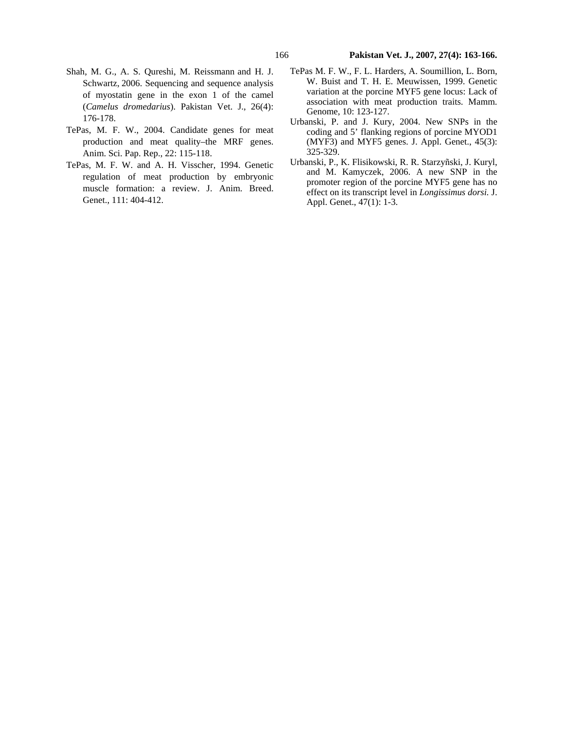Shah, M. G., A. S. Qureshi, M. Reissmann and H. J. Schwartz, 2006. Sequencing and sequence analysis of myostatin gene in the exon 1 of the camel (*Camelus dromedarius*). Pakistan Vet. J., 26(4): 176-178.

TePas, M. F. W., 2004. Candidate genes for meat production and meat quality–the MRF genes. Anim. Sci. Pap. Rep., 22: 115-118.

TePas, M. F. W. and A. H. Visscher, 1994. Genetic regulation of meat production by embryonic muscle formation: a review. J. Anim. Breed. Genet., 111: 404-412.

TePas M. F. W., F. L. Harders, A. Soumillion, L. Born, W. Buist and T. H. E. Meuwissen, 1999. Genetic variation at the porcine MYF5 gene locus: Lack of association with meat production traits. Mamm. Genome, 10: 123-127.

Urbanski, P. and J. Kury, 2004. New SNPs in the coding and 5' flanking regions of porcine MYOD1 (MYF3) and MYF5 genes. J. Appl. Genet., 45(3): 325-329.

Urbanski, P., K. Flisikowski, R. R. Starzyñski, J. Kuryl, and M. Kamyczek, 2006. A new SNP in the promoter region of the porcine MYF5 gene has no effect on its transcript level in *Longissimus dorsi.* J. Appl. Genet., 47(1): 1-3.